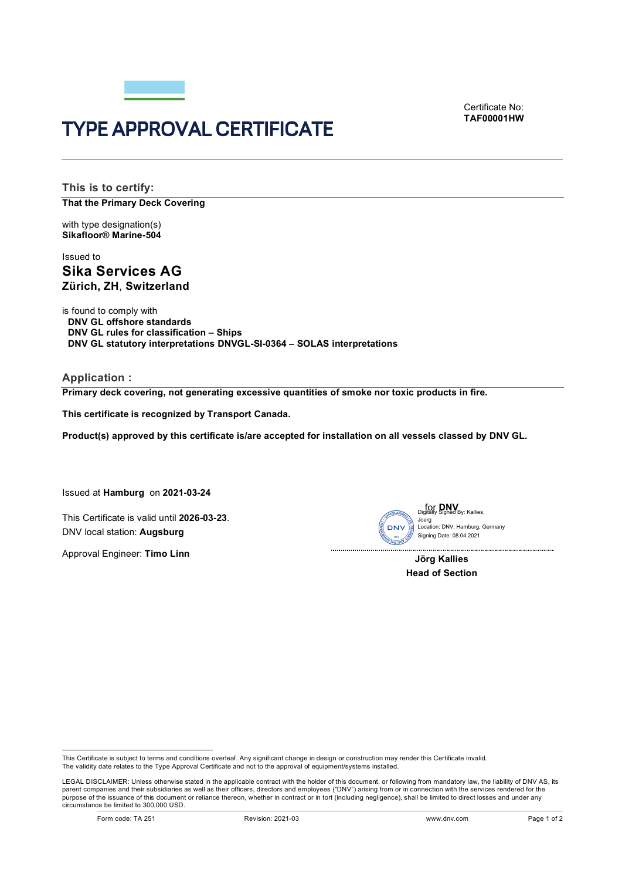Certificate No:
**TAF00001HW**

# TYPE APPROVAL CERTIFICATE

## This is to certify:

**That the Primary Deck Covering**

with type designation(s)
**Sikafloor® Marine-504**

Issued to
**Sika Services AG**
**Zürich, ZH, Switzerland**

is found to comply with
**DNV GL offshore standards**
**DNV GL rules for classification – Ships**
**DNV GL statutory interpretations DNVGL-SI-0364 – SOLAS interpretations**

## Application :

**Primary deck covering, not generating excessive quantities of smoke nor toxic products in fire.**

**This certificate is recognized by Transport Canada.**

**Product(s) approved by this certificate is/are accepted for installation on all vessels classed by DNV GL.**

Issued at **Hamburg** on **2021-03-24**

This Certificate is valid until **2026-03-23**.
DNV local station: **Augsburg**

Approval Engineer: **Timo Linn**

for **DNV**
Digitally Signed By: Kallies, Joerg
Location: DNV, Hamburg, Germany
Signing Date: 08.04.2021

**Jörg Kallies**
**Head of Section**

This Certificate is subject to terms and conditions overleaf. Any significant change in design or construction may render this Certificate invalid.
The validity date relates to the Type Approval Certificate and not to the approval of equipment/systems installed.

LEGAL DISCLAIMER: Unless otherwise stated in the applicable contract with the holder of this document, or following from mandatory law, the liability of DNV AS, its parent companies and their subsidiaries as well as their officers, directors and employees ("DNV") arising from or in connection with the services rendered for the purpose of the issuance of this document or reliance thereon, whether in contract or in tort (including negligence), shall be limited to direct losses and under any circumstance be limited to 300,000 USD.

Form code: TA 251 Revision: 2021-03 www.dnv.com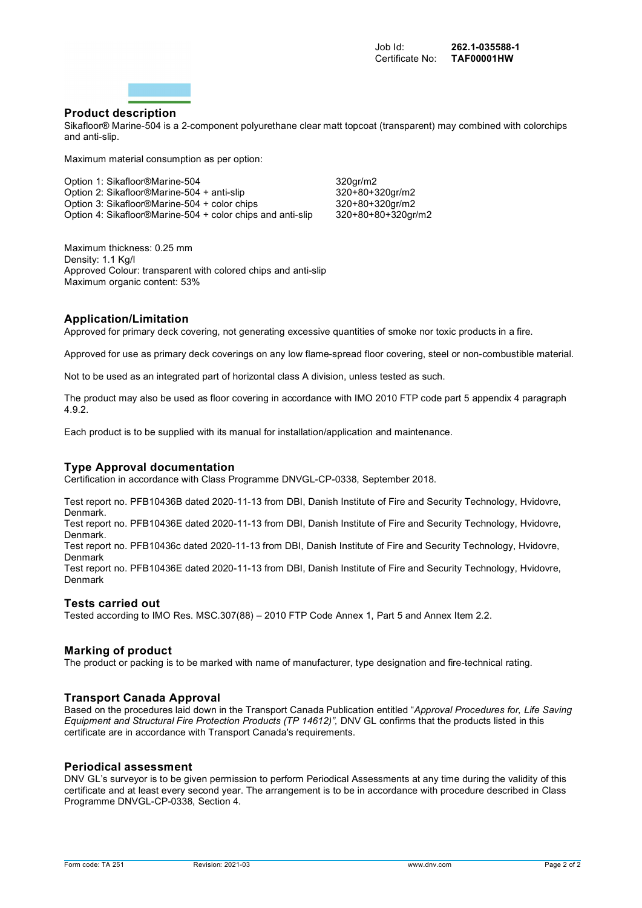Job Id: **262.1-035588-1**
Certificate No: **TAF00001HW**

## Product description

Sikafloor® Marine-504 is a 2-component polyurethane clear matt topcoat (transparent) may combined with colorchips and anti-slip.

Maximum material consumption as per option:

| | |
|---|---|
| Option 1: Sikafloor®Marine-504 | 320gr/m2 |
| Option 2: Sikafloor®Marine-504 + anti-slip | 320+80+320gr/m2 |
| Option 3: Sikafloor®Marine-504 + color chips | 320+80+320gr/m2 |
| Option 4: Sikafloor®Marine-504 + color chips and anti-slip | 320+80+80+320gr/m2 |

Maximum thickness: 0.25 mm
Density: 1.1 Kg/l
Approved Colour: transparent with colored chips and anti-slip
Maximum organic content: 53%

## Application/Limitation

Approved for primary deck covering, not generating excessive quantities of smoke nor toxic products in a fire.

Approved for use as primary deck coverings on any low flame-spread floor covering, steel or non-combustible material.

Not to be used as an integrated part of horizontal class A division, unless tested as such.

The product may also be used as floor covering in accordance with IMO 2010 FTP code part 5 appendix 4 paragraph 4.9.2.

Each product is to be supplied with its manual for installation/application and maintenance.

## Type Approval documentation

Certification in accordance with Class Programme DNVGL-CP-0338, September 2018.

Test report no. PFB10436B dated 2020-11-13 from DBI, Danish Institute of Fire and Security Technology, Hvidovre, Denmark.
Test report no. PFB10436E dated 2020-11-13 from DBI, Danish Institute of Fire and Security Technology, Hvidovre, Denmark.
Test report no. PFB10436c dated 2020-11-13 from DBI, Danish Institute of Fire and Security Technology, Hvidovre, Denmark
Test report no. PFB10436E dated 2020-11-13 from DBI, Danish Institute of Fire and Security Technology, Hvidovre, Denmark

## Tests carried out

Tested according to IMO Res. MSC.307(88) – 2010 FTP Code Annex 1, Part 5 and Annex Item 2.2.

## Marking of product

The product or packing is to be marked with name of manufacturer, type designation and fire-technical rating.

## Transport Canada Approval

Based on the procedures laid down in the Transport Canada Publication entitled "*Approval Procedures for, Life Saving Equipment and Structural Fire Protection Products (TP 14612)",* DNV GL confirms that the products listed in this certificate are in accordance with Transport Canada's requirements.

## Periodical assessment

DNV GL's surveyor is to be given permission to perform Periodical Assessments at any time during the validity of this certificate and at least every second year. The arrangement is to be in accordance with procedure described in Class Programme DNVGL-CP-0338, Section 4.